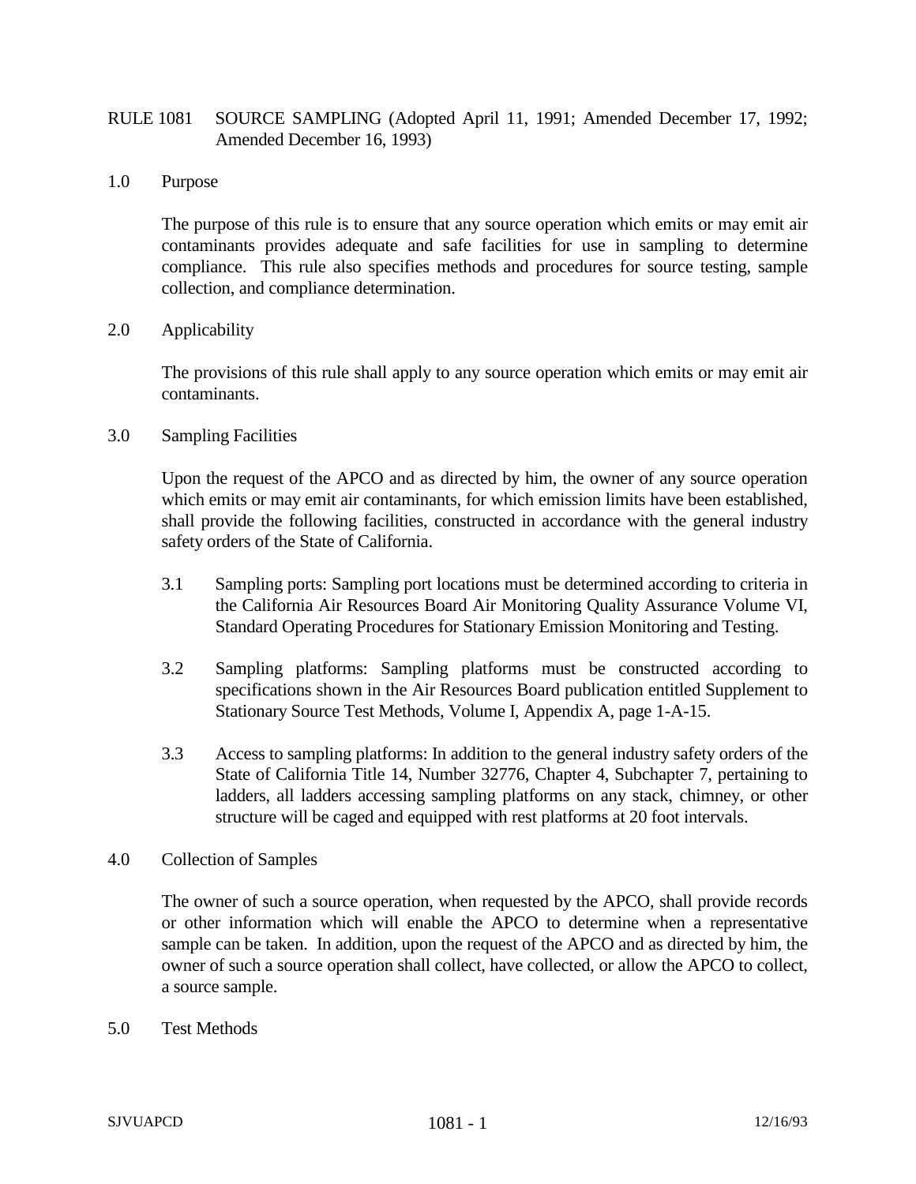# RULE 1081 SOURCE SAMPLING (Adopted April 11, 1991; Amended December 17, 1992; Amended December 16, 1993)

## 1.0 Purpose

The purpose of this rule is to ensure that any source operation which emits or may emit air contaminants provides adequate and safe facilities for use in sampling to determine compliance. This rule also specifies methods and procedures for source testing, sample collection, and compliance determination.

## 2.0 Applicability

The provisions of this rule shall apply to any source operation which emits or may emit air contaminants.

## 3.0 Sampling Facilities

Upon the request of the APCO and as directed by him, the owner of any source operation which emits or may emit air contaminants, for which emission limits have been established, shall provide the following facilities, constructed in accordance with the general industry safety orders of the State of California.

3.1 Sampling ports: Sampling port locations must be determined according to criteria in the California Air Resources Board Air Monitoring Quality Assurance Volume VI, Standard Operating Procedures for Stationary Emission Monitoring and Testing.

3.2 Sampling platforms: Sampling platforms must be constructed according to specifications shown in the Air Resources Board publication entitled Supplement to Stationary Source Test Methods, Volume I, Appendix A, page 1-A-15.

3.3 Access to sampling platforms: In addition to the general industry safety orders of the State of California Title 14, Number 32776, Chapter 4, Subchapter 7, pertaining to ladders, all ladders accessing sampling platforms on any stack, chimney, or other structure will be caged and equipped with rest platforms at 20 foot intervals.

## 4.0 Collection of Samples

The owner of such a source operation, when requested by the APCO, shall provide records or other information which will enable the APCO to determine when a representative sample can be taken. In addition, upon the request of the APCO and as directed by him, the owner of such a source operation shall collect, have collected, or allow the APCO to collect, a source sample.

## 5.0 Test Methods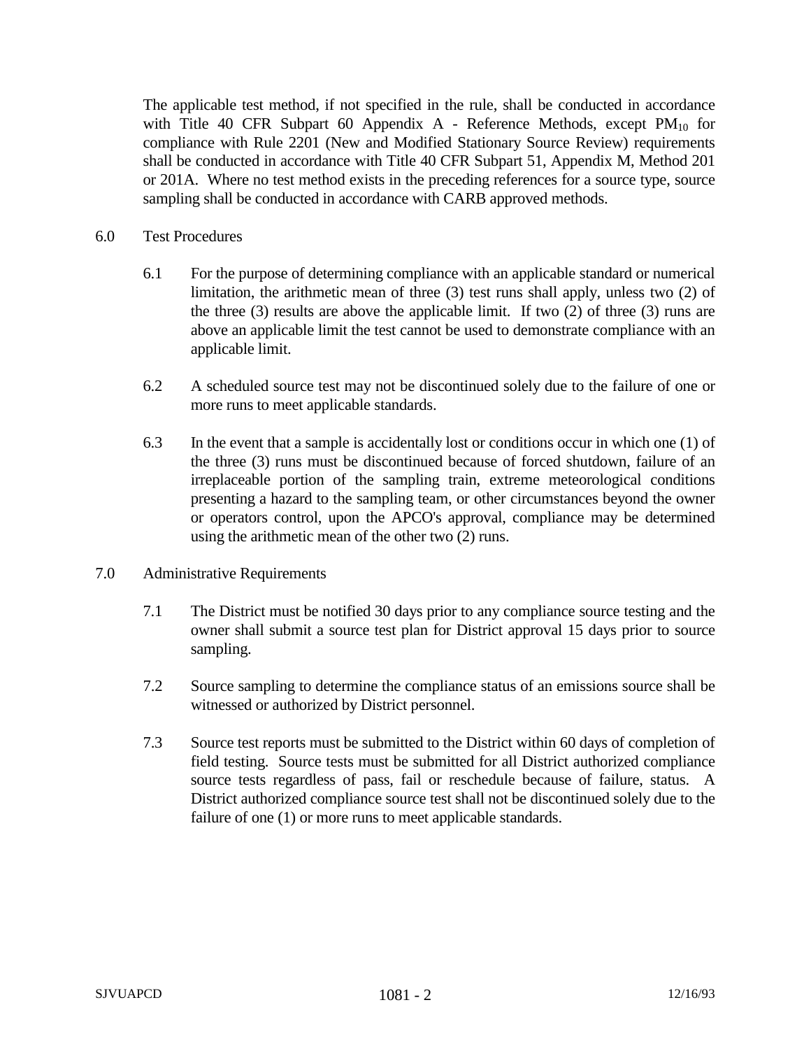The applicable test method, if not specified in the rule, shall be conducted in accordance with Title 40 CFR Subpart 60 Appendix A - Reference Methods, except $PM_{10}$ for compliance with Rule 2201 (New and Modified Stationary Source Review) requirements shall be conducted in accordance with Title 40 CFR Subpart 51, Appendix M, Method 201 or 201A. Where no test method exists in the preceding references for a source type, source sampling shall be conducted in accordance with CARB approved methods.

## 6.0 Test Procedures

6.1 For the purpose of determining compliance with an applicable standard or numerical limitation, the arithmetic mean of three (3) test runs shall apply, unless two (2) of the three (3) results are above the applicable limit. If two (2) of three (3) runs are above an applicable limit the test cannot be used to demonstrate compliance with an applicable limit.

6.2 A scheduled source test may not be discontinued solely due to the failure of one or more runs to meet applicable standards.

6.3 In the event that a sample is accidentally lost or conditions occur in which one (1) of the three (3) runs must be discontinued because of forced shutdown, failure of an irreplaceable portion of the sampling train, extreme meteorological conditions presenting a hazard to the sampling team, or other circumstances beyond the owner or operators control, upon the APCO's approval, compliance may be determined using the arithmetic mean of the other two (2) runs.

## 7.0 Administrative Requirements

7.1 The District must be notified 30 days prior to any compliance source testing and the owner shall submit a source test plan for District approval 15 days prior to source sampling.

7.2 Source sampling to determine the compliance status of an emissions source shall be witnessed or authorized by District personnel.

7.3 Source test reports must be submitted to the District within 60 days of completion of field testing. Source tests must be submitted for all District authorized compliance source tests regardless of pass, fail or reschedule because of failure, status. A District authorized compliance source test shall not be discontinued solely due to the failure of one (1) or more runs to meet applicable standards.